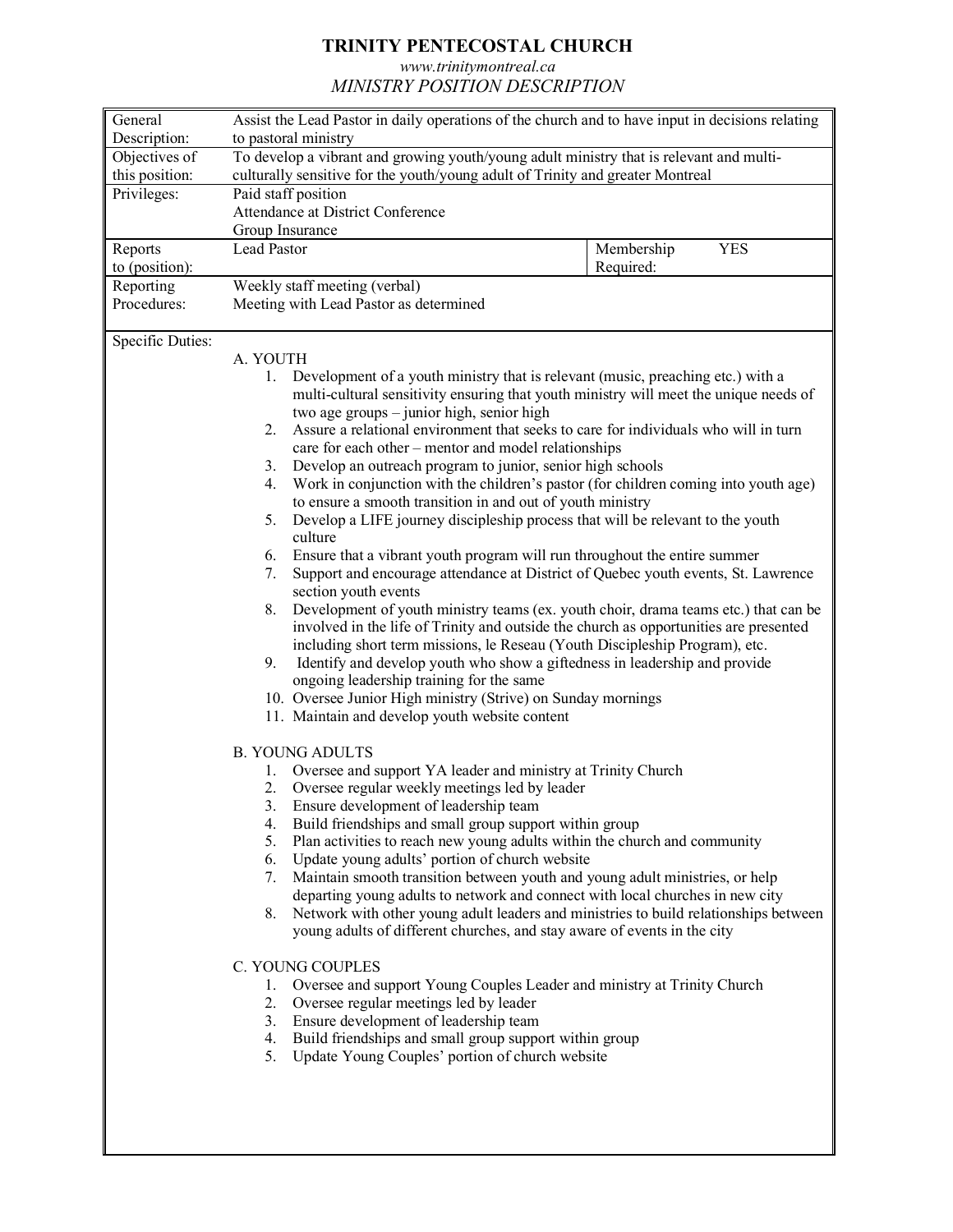# TRINITY PENTECOSTAL CHURCH

*www.trinitymontreal.ca*

*MINISTRY POSITION DESCRIPTION*

| | | | |
|---|---|---|---|
| General Description: | Assist the Lead Pastor in daily operations of the church and to have input in decisions relating to pastoral ministry | | |
| Objectives of this position: | To develop a vibrant and growing youth/young adult ministry that is relevant and multi-culturally sensitive for the youth/young adult of Trinity and greater Montreal | | |
| Privileges: | Paid staff position<br>Attendance at District Conference<br>Group Insurance | | |
| Reports to (position): | Lead Pastor | Membership Required: | YES |
| Reporting Procedures: | Weekly staff meeting (verbal)<br>Meeting with Lead Pastor as determined | | |

**Specific Duties:**

A. YOUTH

1. Development of a youth ministry that is relevant (music, preaching etc.) with a multi-cultural sensitivity ensuring that youth ministry will meet the unique needs of two age groups – junior high, senior high
2. Assure a relational environment that seeks to care for individuals who will in turn care for each other – mentor and model relationships
3. Develop an outreach program to junior, senior high schools
4. Work in conjunction with the children's pastor (for children coming into youth age) to ensure a smooth transition in and out of youth ministry
5. Develop a LIFE journey discipleship process that will be relevant to the youth culture
6. Ensure that a vibrant youth program will run throughout the entire summer
7. Support and encourage attendance at District of Quebec youth events, St. Lawrence section youth events
8. Development of youth ministry teams (ex. youth choir, drama teams etc.) that can be involved in the life of Trinity and outside the church as opportunities are presented including short term missions, le Reseau (Youth Discipleship Program), etc.
9. Identify and develop youth who show a giftedness in leadership and provide ongoing leadership training for the same
10. Oversee Junior High ministry (Strive) on Sunday mornings
11. Maintain and develop youth website content

B. YOUNG ADULTS

1. Oversee and support YA leader and ministry at Trinity Church
2. Oversee regular weekly meetings led by leader
3. Ensure development of leadership team
4. Build friendships and small group support within group
5. Plan activities to reach new young adults within the church and community
6. Update young adults' portion of church website
7. Maintain smooth transition between youth and young adult ministries, or help departing young adults to network and connect with local churches in new city
8. Network with other young adult leaders and ministries to build relationships between young adults of different churches, and stay aware of events in the city

C. YOUNG COUPLES

1. Oversee and support Young Couples Leader and ministry at Trinity Church
2. Oversee regular meetings led by leader
3. Ensure development of leadership team
4. Build friendships and small group support within group
5. Update Young Couples' portion of church website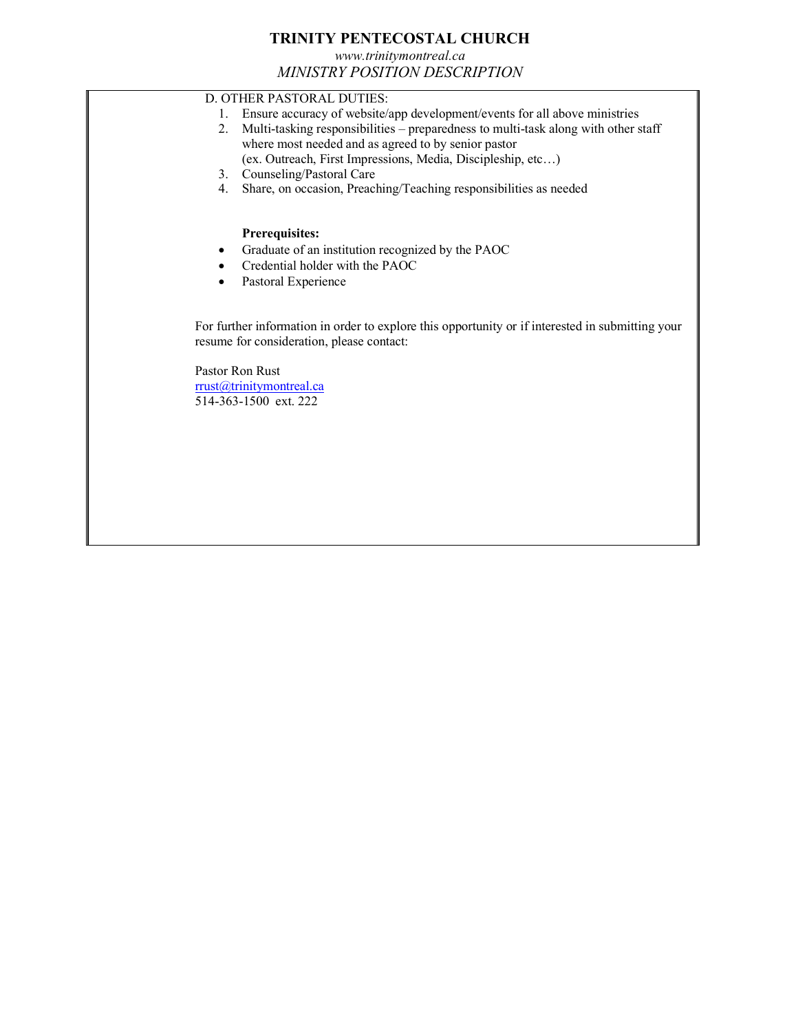D. OTHER PASTORAL DUTIES:

1. Ensure accuracy of website/app development/events for all above ministries
2. Multi-tasking responsibilities – preparedness to multi-task along with other staff where most needed and as agreed to by senior pastor
   (ex. Outreach, First Impressions, Media, Discipleship, etc…)
3. Counseling/Pastoral Care
4. Share, on occasion, Preaching/Teaching responsibilities as needed

**Prerequisites:**

- Graduate of an institution recognized by the PAOC
- Credential holder with the PAOC
- Pastoral Experience

For further information in order to explore this opportunity or if interested in submitting your resume for consideration, please contact:

Pastor Ron Rust
rrust@trinitymontreal.ca
514-363-1500 ext. 222